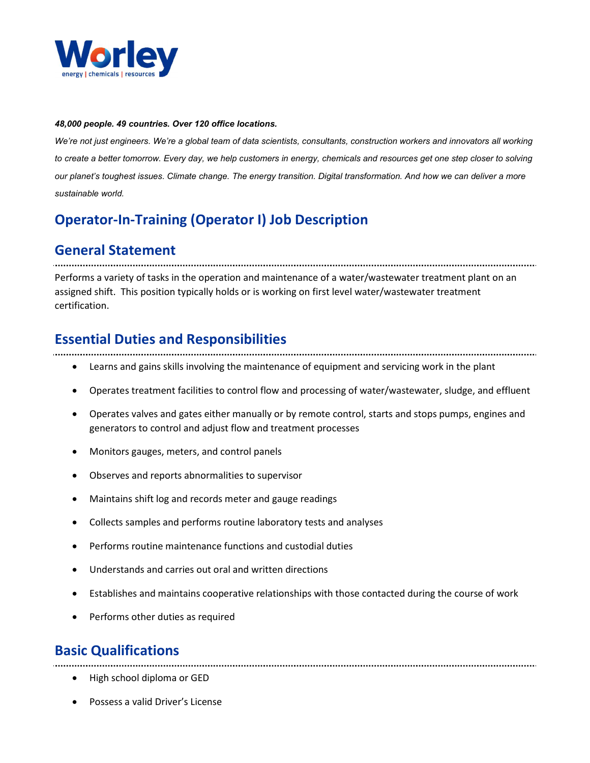***48,000 people. 49 countries. Over 120 office locations.***

*We're not just engineers. We're a global team of data scientists, consultants, construction workers and innovators all working to create a better tomorrow. Every day, we help customers in energy, chemicals and resources get one step closer to solving our planet's toughest issues. Climate change. The energy transition. Digital transformation. And how we can deliver a more sustainable world.*

# Operator-In-Training (Operator I) Job Description

## General Statement

Performs a variety of tasks in the operation and maintenance of a water/wastewater treatment plant on an assigned shift. This position typically holds or is working on first level water/wastewater treatment certification.

## Essential Duties and Responsibilities

- Learns and gains skills involving the maintenance of equipment and servicing work in the plant
- Operates treatment facilities to control flow and processing of water/wastewater, sludge, and effluent
- Operates valves and gates either manually or by remote control, starts and stops pumps, engines and generators to control and adjust flow and treatment processes
- Monitors gauges, meters, and control panels
- Observes and reports abnormalities to supervisor
- Maintains shift log and records meter and gauge readings
- Collects samples and performs routine laboratory tests and analyses
- Performs routine maintenance functions and custodial duties
- Understands and carries out oral and written directions
- Establishes and maintains cooperative relationships with those contacted during the course of work
- Performs other duties as required

## Basic Qualifications

- High school diploma or GED
- Possess a valid Driver's License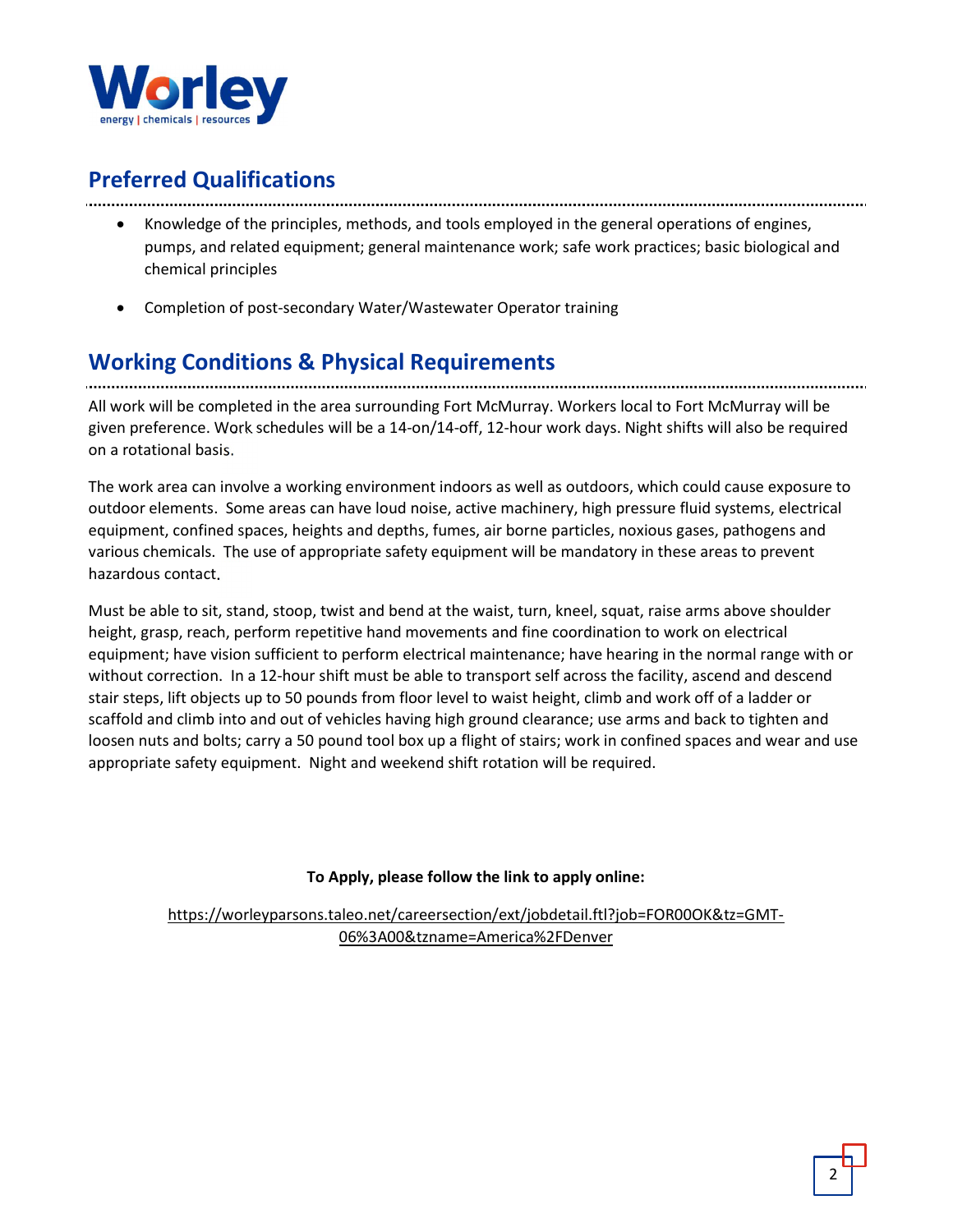## Preferred Qualifications

- Knowledge of the principles, methods, and tools employed in the general operations of engines, pumps, and related equipment; general maintenance work; safe work practices; basic biological and chemical principles
- Completion of post-secondary Water/Wastewater Operator training

## Working Conditions & Physical Requirements

All work will be completed in the area surrounding Fort McMurray. Workers local to Fort McMurray will be given preference. Work schedules will be a 14-on/14-off, 12-hour work days. Night shifts will also be required on a rotational basis.

The work area can involve a working environment indoors as well as outdoors, which could cause exposure to outdoor elements. Some areas can have loud noise, active machinery, high pressure fluid systems, electrical equipment, confined spaces, heights and depths, fumes, air borne particles, noxious gases, pathogens and various chemicals. The use of appropriate safety equipment will be mandatory in these areas to prevent hazardous contact.

Must be able to sit, stand, stoop, twist and bend at the waist, turn, kneel, squat, raise arms above shoulder height, grasp, reach, perform repetitive hand movements and fine coordination to work on electrical equipment; have vision sufficient to perform electrical maintenance; have hearing in the normal range with or without correction. In a 12-hour shift must be able to transport self across the facility, ascend and descend stair steps, lift objects up to 50 pounds from floor level to waist height, climb and work off of a ladder or scaffold and climb into and out of vehicles having high ground clearance; use arms and back to tighten and loosen nuts and bolts; carry a 50 pound tool box up a flight of stairs; work in confined spaces and wear and use appropriate safety equipment. Night and weekend shift rotation will be required.

**To Apply, please follow the link to apply online:**

https://worleyparsons.taleo.net/careersection/ext/jobdetail.ftl?job=FOR00OK&tz=GMT-06%3A00&tzname=America%2FDenver